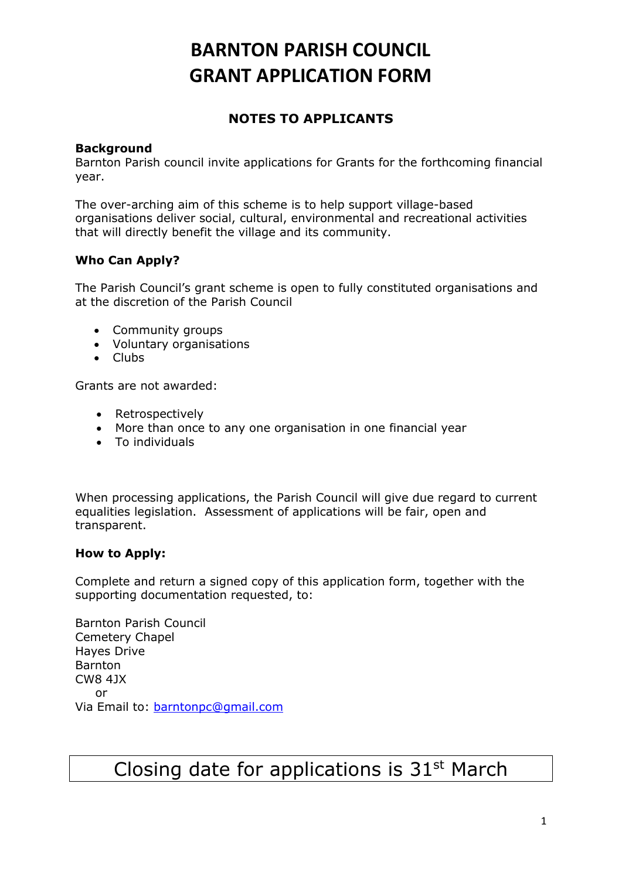# BARNTON PARISH COUNCIL
# GRANT APPLICATION FORM

## NOTES TO APPLICANTS

**Background**
Barnton Parish council invite applications for Grants for the forthcoming financial year.

The over-arching aim of this scheme is to help support village-based organisations deliver social, cultural, environmental and recreational activities that will directly benefit the village and its community.

**Who Can Apply?**

The Parish Council's grant scheme is open to fully constituted organisations and at the discretion of the Parish Council

- Community groups
- Voluntary organisations
- Clubs

Grants are not awarded:

- Retrospectively
- More than once to any one organisation in one financial year
- To individuals

When processing applications, the Parish Council will give due regard to current equalities legislation. Assessment of applications will be fair, open and transparent.

**How to Apply:**

Complete and return a signed copy of this application form, together with the supporting documentation requested, to:

Barnton Parish Council
Cemetery Chapel
Hayes Drive
Barnton
CW8 4JX
or
Via Email to: barntonpc@gmail.com

Closing date for applications is 31st March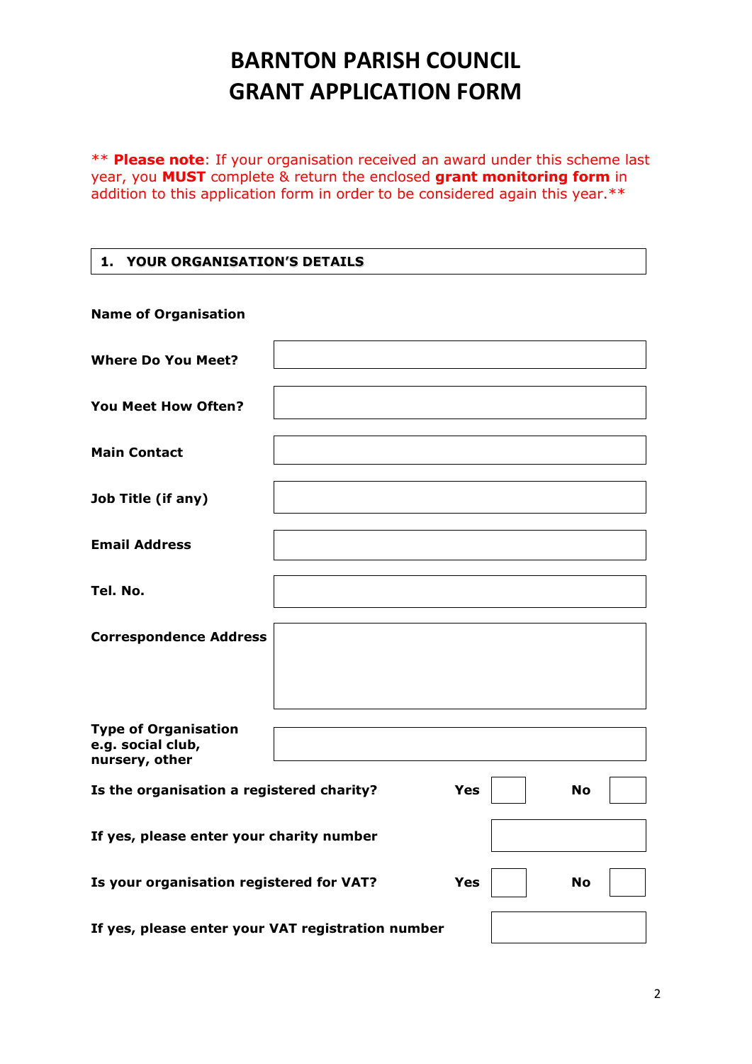# BARNTON PARISH COUNCIL
# GRANT APPLICATION FORM

** **Please note**: If your organisation received an award under this scheme last year, you **MUST** complete & return the enclosed **grant monitoring form** in addition to this application form in order to be considered again this year.**

## 1. YOUR ORGANISATION'S DETAILS

| | |
|---|---|
| **Name of Organisation** | |
| **Where Do You Meet?** | |
| **You Meet How Often?** | |
| **Main Contact** | |
| **Job Title (if any)** | |
| **Email Address** | |
| **Tel. No.** | |
| **Correspondence Address** | |
| **Type of Organisation e.g. social club, nursery, other** | |

| | | | | |
|---|---|---|---|---|
| **Is the organisation a registered charity?** | **Yes** | | **No** | |
| **If yes, please enter your charity number** | | | | |
| **Is your organisation registered for VAT?** | **Yes** | | **No** | |
| **If yes, please enter your VAT registration number** | | | | |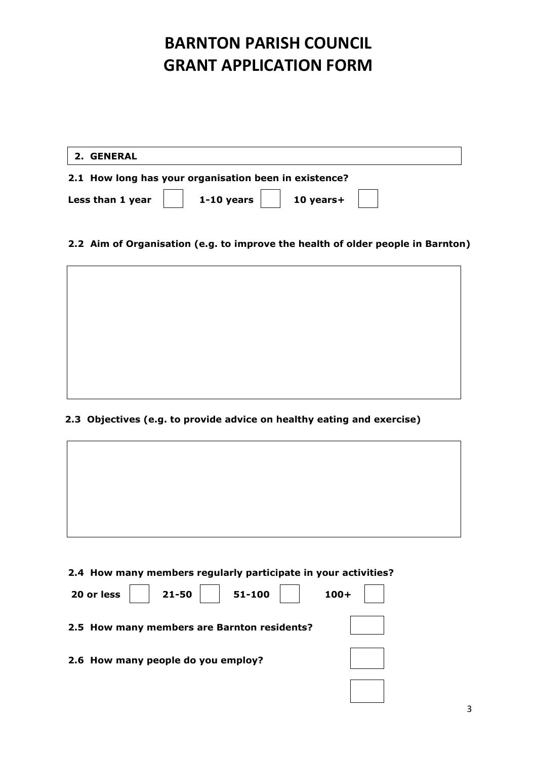# BARNTON PARISH COUNCIL
# GRANT APPLICATION FORM

## 2. GENERAL

**2.1 How long has your organisation been in existence?**

**Less than 1 year** ☐ **1-10 years** ☐ **10 years+** ☐

**2.2 Aim of Organisation (e.g. to improve the health of older people in Barnton)**

**2.3 Objectives (e.g. to provide advice on healthy eating and exercise)**

**2.4 How many members regularly participate in your activities?**

**20 or less** ☐ **21-50** ☐ **51-100** ☐ **100+** ☐

**2.5 How many members are Barnton residents?** ☐

**2.6 How many people do you employ?** ☐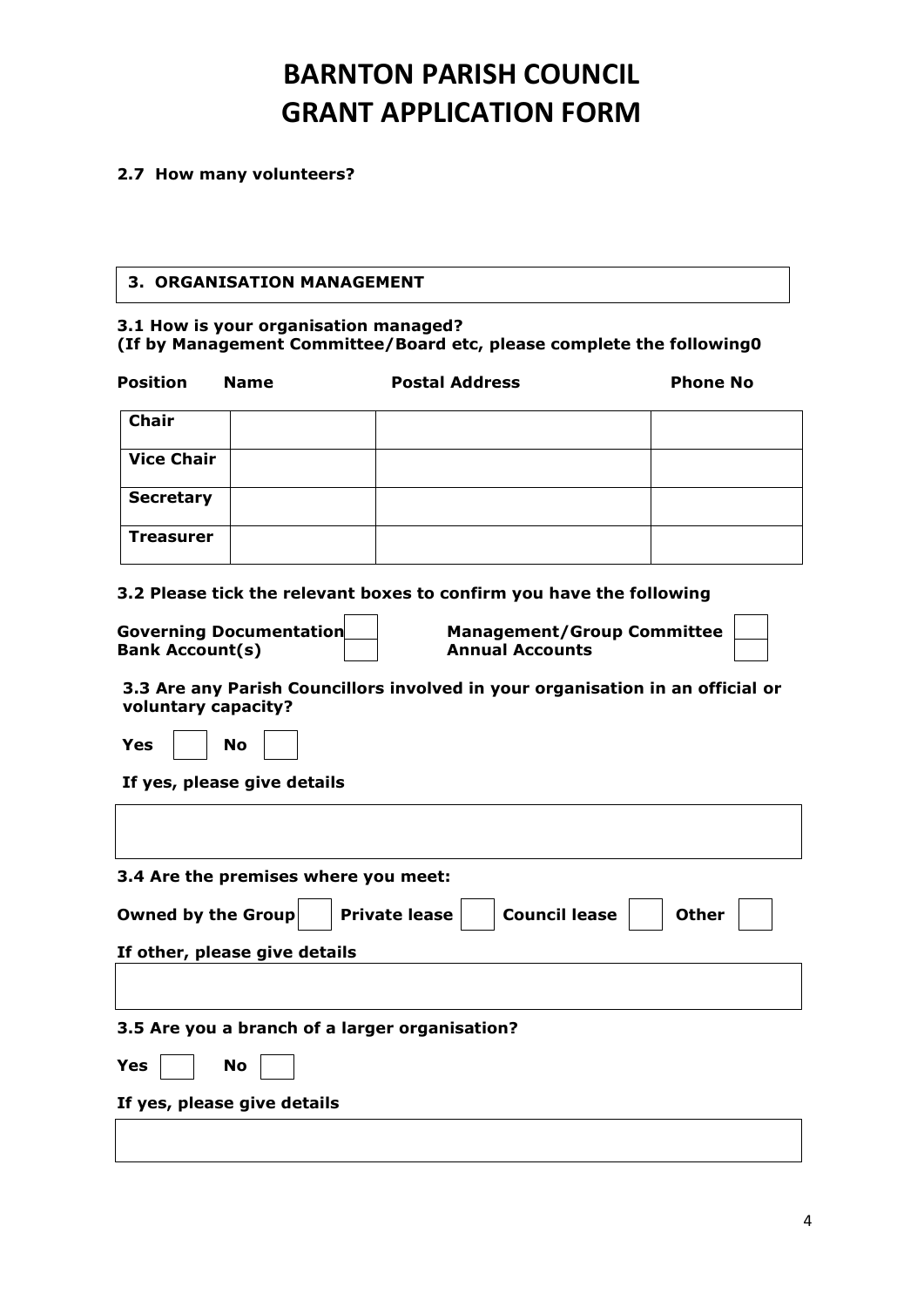# BARNTON PARISH COUNCIL
# GRANT APPLICATION FORM

**2.7 How many volunteers?**

## 3. ORGANISATION MANAGEMENT

**3.1 How is your organisation managed?**
**(If by Management Committee/Board etc, please complete the following0**

| Position | Name | Postal Address | Phone No |
|---|---|---|---|
| **Chair** | | | |
| **Vice Chair** | | | |
| **Secretary** | | | |
| **Treasurer** | | | |

**3.2 Please tick the relevant boxes to confirm you have the following**

**Governing Documentation** ☐ **Management/Group Committee** ☐
**Bank Account(s)** ☐ **Annual Accounts** ☐

**3.3 Are any Parish Councillors involved in your organisation in an official or voluntary capacity?**

**Yes** ☐ **No** ☐

**If yes, please give details**

**3.4 Are the premises where you meet:**

**Owned by the Group** ☐ **Private lease** ☐ **Council lease** ☐ **Other** ☐

**If other, please give details**

**3.5 Are you a branch of a larger organisation?**

**Yes** ☐ **No** ☐

**If yes, please give details**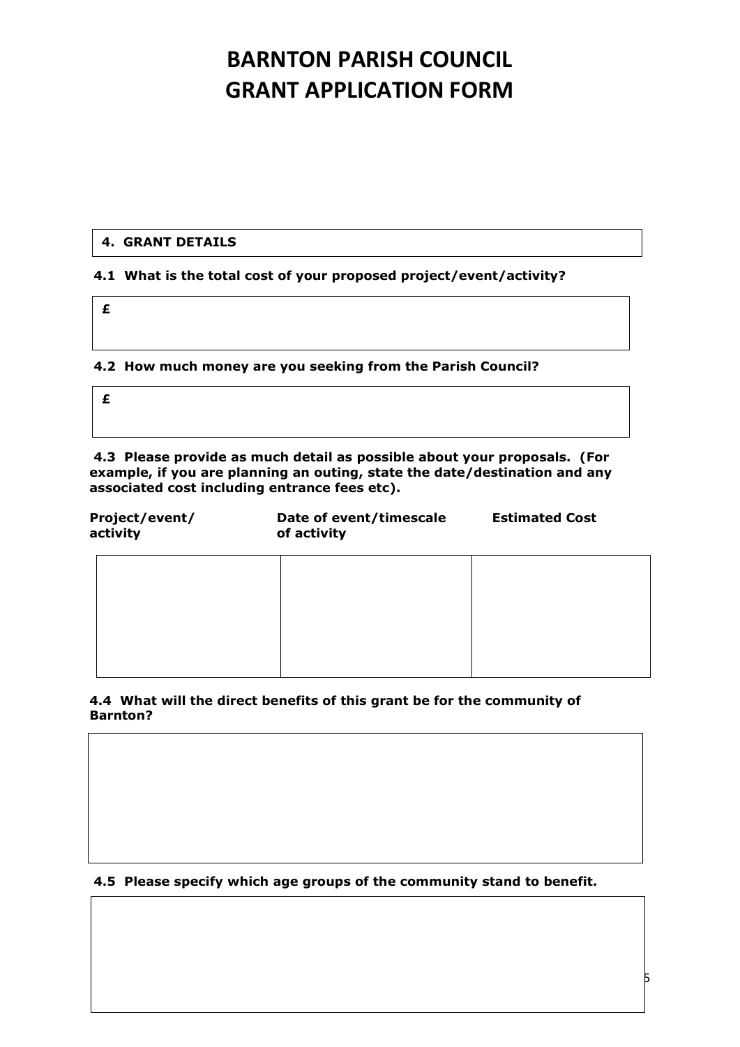# BARNTON PARISH COUNCIL
# GRANT APPLICATION FORM

**4. GRANT DETAILS**

**4.1 What is the total cost of your proposed project/event/activity?**

**£**

**4.2 How much money are you seeking from the Parish Council?**

**£**

**4.3 Please provide as much detail as possible about your proposals. (For example, if you are planning an outing, state the date/destination and any associated cost including entrance fees etc).**

| Project/event/ activity | Date of event/timescale of activity | Estimated Cost |
|---|---|---|
| | | |

**4.4 What will the direct benefits of this grant be for the community of Barnton?**

**4.5 Please specify which age groups of the community stand to benefit.**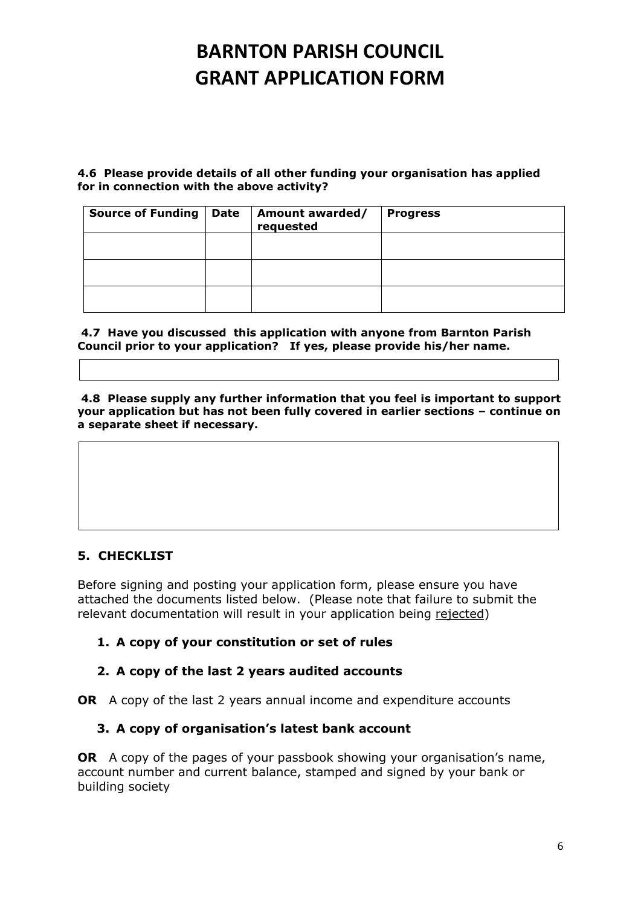# BARNTON PARISH COUNCIL
# GRANT APPLICATION FORM

**4.6 Please provide details of all other funding your organisation has applied for in connection with the above activity?**

| Source of Funding | Date | Amount awarded/ requested | Progress |
|---|---|---|---|
| | | | |
| | | | |
| | | | |

**4.7 Have you discussed this application with anyone from Barnton Parish Council prior to your application? If yes, please provide his/her name.**

| |
|---|
| |

**4.8 Please supply any further information that you feel is important to support your application but has not been fully covered in earlier sections – continue on a separate sheet if necessary.**

| |
|---|
| |

## 5. CHECKLIST

Before signing and posting your application form, please ensure you have attached the documents listed below. (Please note that failure to submit the relevant documentation will result in your application being rejected)

1. **A copy of your constitution or set of rules**
2. **A copy of the last 2 years audited accounts**

**OR** A copy of the last 2 years annual income and expenditure accounts

3. **A copy of organisation's latest bank account**

**OR** A copy of the pages of your passbook showing your organisation's name, account number and current balance, stamped and signed by your bank or building society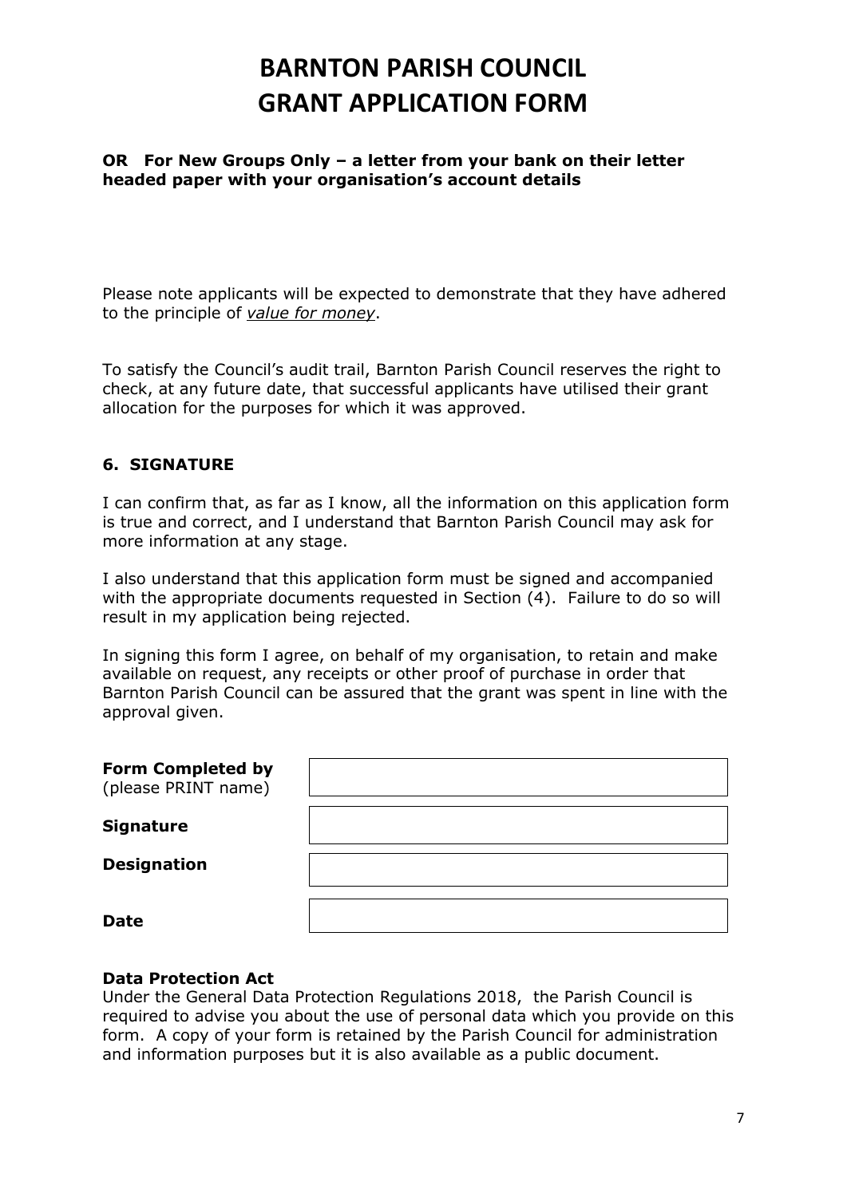# BARNTON PARISH COUNCIL
# GRANT APPLICATION FORM

**OR For New Groups Only – a letter from your bank on their letter headed paper with your organisation's account details**

Please note applicants will be expected to demonstrate that they have adhered to the principle of *value for money*.

To satisfy the Council's audit trail, Barnton Parish Council reserves the right to check, at any future date, that successful applicants have utilised their grant allocation for the purposes for which it was approved.

### 6. SIGNATURE

I can confirm that, as far as I know, all the information on this application form is true and correct, and I understand that Barnton Parish Council may ask for more information at any stage.

I also understand that this application form must be signed and accompanied with the appropriate documents requested in Section (4). Failure to do so will result in my application being rejected.

In signing this form I agree, on behalf of my organisation, to retain and make available on request, any receipts or other proof of purchase in order that Barnton Parish Council can be assured that the grant was spent in line with the approval given.

| | |
|---|---|
| **Form Completed by** (please PRINT name) | |
| **Signature** | |
| **Designation** | |
| **Date** | |

**Data Protection Act**

Under the General Data Protection Regulations 2018, the Parish Council is required to advise you about the use of personal data which you provide on this form. A copy of your form is retained by the Parish Council for administration and information purposes but it is also available as a public document.